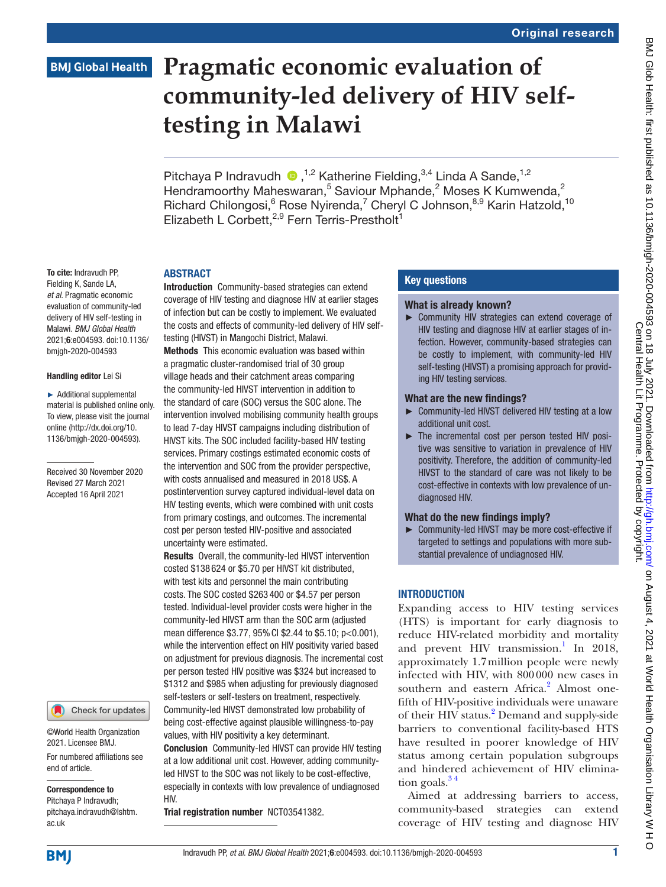Original research

# Pragmatic economic evaluation of community-led delivery of HIV self-testing in Malawi

Pitchaya P Indravudh,[1,2] Katherine Fielding,[3,4] Linda A Sande,[1,2] Hendramoorthy Maheswaran,[5] Saviour Mphande,[2] Moses K Kumwenda,[2] Richard Chilongosi,[6] Rose Nyirenda,[7] Cheryl C Johnson,[8,9] Karin Hatzold,[10] Elizabeth L Corbett,[2,9] Fern Terris-Presholt[1]

**To cite:** Indravudh PP, Fielding K, Sande LA, *et al*. Pragmatic economic evaluation of community-led delivery of HIV self-testing in Malawi. *BMJ Global Health* 2021;**6**:e004593. doi:10.1136/bmjgh-2020-004593

**Handling editor** Lei Si

► Additional supplemental material is published online only. To view, please visit the journal online (http://dx.doi.org/10.1136/bmjgh-2020-004593).

Received 30 November 2020
Revised 27 March 2021
Accepted 16 April 2021

©World Health Organization 2021. Licensee BMJ.

For numbered affiliations see end of article.

**Correspondence to**
Pitchaya P Indravudh; pitchaya.indravudh@lshtm.ac.uk

## ABSTRACT

**Introduction** Community-based strategies can extend coverage of HIV testing and diagnose HIV at earlier stages of infection but can be costly to implement. We evaluated the costs and effects of community-led delivery of HIV self-testing (HIVST) in Mangochi District, Malawi.

**Methods** This economic evaluation was based within a pragmatic cluster-randomised trial of 30 group village heads and their catchment areas comparing the community-led HIVST intervention in addition to the standard of care (SOC) versus the SOC alone. The intervention involved mobilising community health groups to lead 7-day HIVST campaigns including distribution of HIVST kits. The SOC included facility-based HIV testing services. Primary costings estimated economic costs of the intervention and SOC from the provider perspective, with costs annualised and measured in 2018 US$. A postintervention survey captured individual-level data on HIV testing events, which were combined with unit costs from primary costings, and outcomes. The incremental cost per person tested HIV-positive and associated uncertainty were estimated.

**Results** Overall, the community-led HIVST intervention costed $138 624 or $5.70 per HIVST kit distributed, with test kits and personnel the main contributing costs. The SOC costed $263 400 or $4.57 per person tested. Individual-level provider costs were higher in the community-led HIVST arm than the SOC arm (adjusted mean difference $3.77, 95% CI $2.44 to $5.10; p<0.001), while the intervention effect on HIV positivity varied based on adjustment for previous diagnosis. The incremental cost per person tested HIV positive was $324 but increased to $1312 and $985 when adjusting for previously diagnosed self-testers or self-testers on treatment, respectively. Community-led HIVST demonstrated low probability of being cost-effective against plausible willingness-to-pay values, with HIV positivity a key determinant.

**Conclusion** Community-led HIVST can provide HIV testing at a low additional unit cost. However, adding community-led HIVST to the SOC was not likely to be cost-effective, especially in contexts with low prevalence of undiagnosed HIV.

**Trial registration number** NCT03541382.

## Key questions

### What is already known?

► Community HIV strategies can extend coverage of HIV testing and diagnose HIV at earlier stages of infection. However, community-based strategies can be costly to implement, with community-led HIV self-testing (HIVST) a promising approach for providing HIV testing services.

### What are the new findings?

► Community-led HIVST delivered HIV testing at a low additional unit cost.

► The incremental cost per person tested HIV positive was sensitive to variation in prevalence of HIV positivity. Therefore, the addition of community-led HIVST to the standard of care was not likely to be cost-effective in contexts with low prevalence of undiagnosed HIV.

### What do the new findings imply?

► Community-led HIVST may be more cost-effective if targeted to settings and populations with more substantial prevalence of undiagnosed HIV.

## INTRODUCTION

Expanding access to HIV testing services (HTS) is important for early diagnosis to reduce HIV-related morbidity and mortality and prevent HIV transmission.[1] In 2018, approximately 1.7 million people were newly infected with HIV, with 800 000 new cases in southern and eastern Africa.[2] Almost one-fifth of HIV-positive individuals were unaware of their HIV status.[2] Demand and supply-side barriers to conventional facility-based HTS have resulted in poorer knowledge of HIV status among certain population subgroups and hindered achievement of HIV elimination goals.[3,4]

Aimed at addressing barriers to access, community-based strategies can extend coverage of HIV testing and diagnose HIV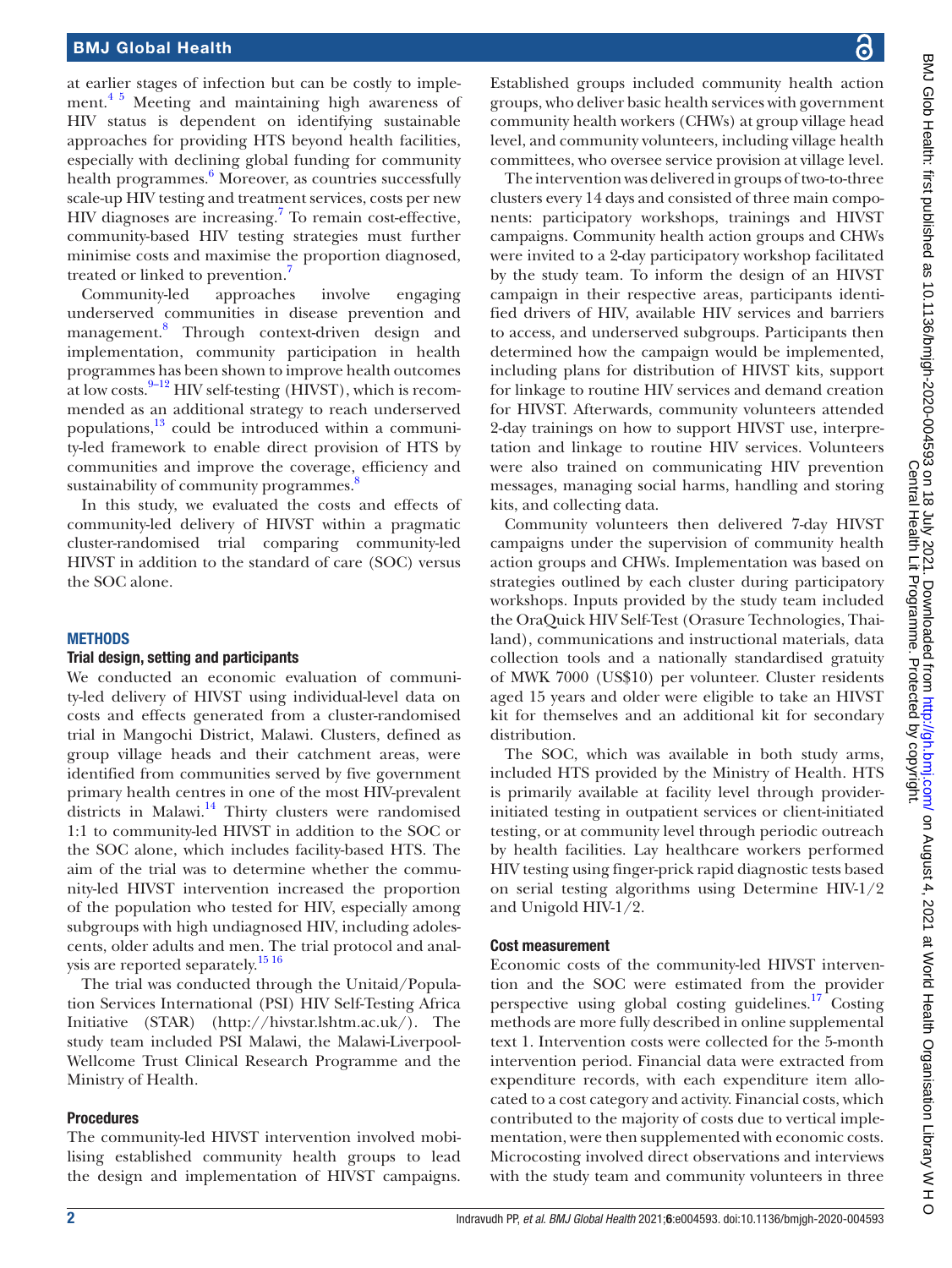at earlier stages of infection but can be costly to implement.[4 5] Meeting and maintaining high awareness of HIV status is dependent on identifying sustainable approaches for providing HTS beyond health facilities, especially with declining global funding for community health programmes.[6] Moreover, as countries successfully scale-up HIV testing and treatment services, costs per new HIV diagnoses are increasing.[7] To remain cost-effective, community-based HIV testing strategies must further minimise costs and maximise the proportion diagnosed, treated or linked to prevention.[7]

Community-led approaches involve engaging underserved communities in disease prevention and management.[8] Through context-driven design and implementation, community participation in health programmes has been shown to improve health outcomes at low costs.[9–12] HIV self-testing (HIVST), which is recommended as an additional strategy to reach underserved populations,[13] could be introduced within a community-led framework to enable direct provision of HTS by communities and improve the coverage, efficiency and sustainability of community programmes.[8]

In this study, we evaluated the costs and effects of community-led delivery of HIVST within a pragmatic cluster-randomised trial comparing community-led HIVST in addition to the standard of care (SOC) versus the SOC alone.

## METHODS

### Trial design, setting and participants

We conducted an economic evaluation of community-led delivery of HIVST using individual-level data on costs and effects generated from a cluster-randomised trial in Mangochi District, Malawi. Clusters, defined as group village heads and their catchment areas, were identified from communities served by five government primary health centres in one of the most HIV-prevalent districts in Malawi.[14] Thirty clusters were randomised 1:1 to community-led HIVST in addition to the SOC or the SOC alone, which includes facility-based HTS. The aim of the trial was to determine whether the community-led HIVST intervention increased the proportion of the population who tested for HIV, especially among subgroups with high undiagnosed HIV, including adolescents, older adults and men. The trial protocol and analysis are reported separately.[15 16]

The trial was conducted through the Unitaid/Population Services International (PSI) HIV Self-Testing Africa Initiative (STAR) (http://hivstar.lshtm.ac.uk/). The study team included PSI Malawi, the Malawi-Liverpool-Wellcome Trust Clinical Research Programme and the Ministry of Health.

### Procedures

The community-led HIVST intervention involved mobilising established community health groups to lead the design and implementation of HIVST campaigns. Established groups included community health action groups, who deliver basic health services with government community health workers (CHWs) at group village head level, and community volunteers, including village health committees, who oversee service provision at village level.

The intervention was delivered in groups of two-to-three clusters every 14 days and consisted of three main components: participatory workshops, trainings and HIVST campaigns. Community health action groups and CHWs were invited to a 2-day participatory workshop facilitated by the study team. To inform the design of an HIVST campaign in their respective areas, participants identified drivers of HIV, available HIV services and barriers to access, and underserved subgroups. Participants then determined how the campaign would be implemented, including plans for distribution of HIVST kits, support for linkage to routine HIV services and demand creation for HIVST. Afterwards, community volunteers attended 2-day trainings on how to support HIVST use, interpretation and linkage to routine HIV services. Volunteers were also trained on communicating HIV prevention messages, managing social harms, handling and storing kits, and collecting data.

Community volunteers then delivered 7-day HIVST campaigns under the supervision of community health action groups and CHWs. Implementation was based on strategies outlined by each cluster during participatory workshops. Inputs provided by the study team included the OraQuick HIV Self-Test (Orasure Technologies, Thailand), communications and instructional materials, data collection tools and a nationally standardised gratuity of MWK 7000 (US$10) per volunteer. Cluster residents aged 15 years and older were eligible to take an HIVST kit for themselves and an additional kit for secondary distribution.

The SOC, which was available in both study arms, included HTS provided by the Ministry of Health. HTS is primarily available at facility level through provider-initiated testing in outpatient services or client-initiated testing, or at community level through periodic outreach by health facilities. Lay healthcare workers performed HIV testing using finger-prick rapid diagnostic tests based on serial testing algorithms using Determine HIV-1/2 and Unigold HIV-1/2.

### Cost measurement

Economic costs of the community-led HIVST intervention and the SOC were estimated from the provider perspective using global costing guidelines.[17] Costing methods are more fully described in online supplemental text 1. Intervention costs were collected for the 5-month intervention period. Financial data were extracted from expenditure records, with each expenditure item allocated to a cost category and activity. Financial costs, which contributed to the majority of costs due to vertical implementation, were then supplemented with economic costs. Microcosting involved direct observations and interviews with the study team and community volunteers in three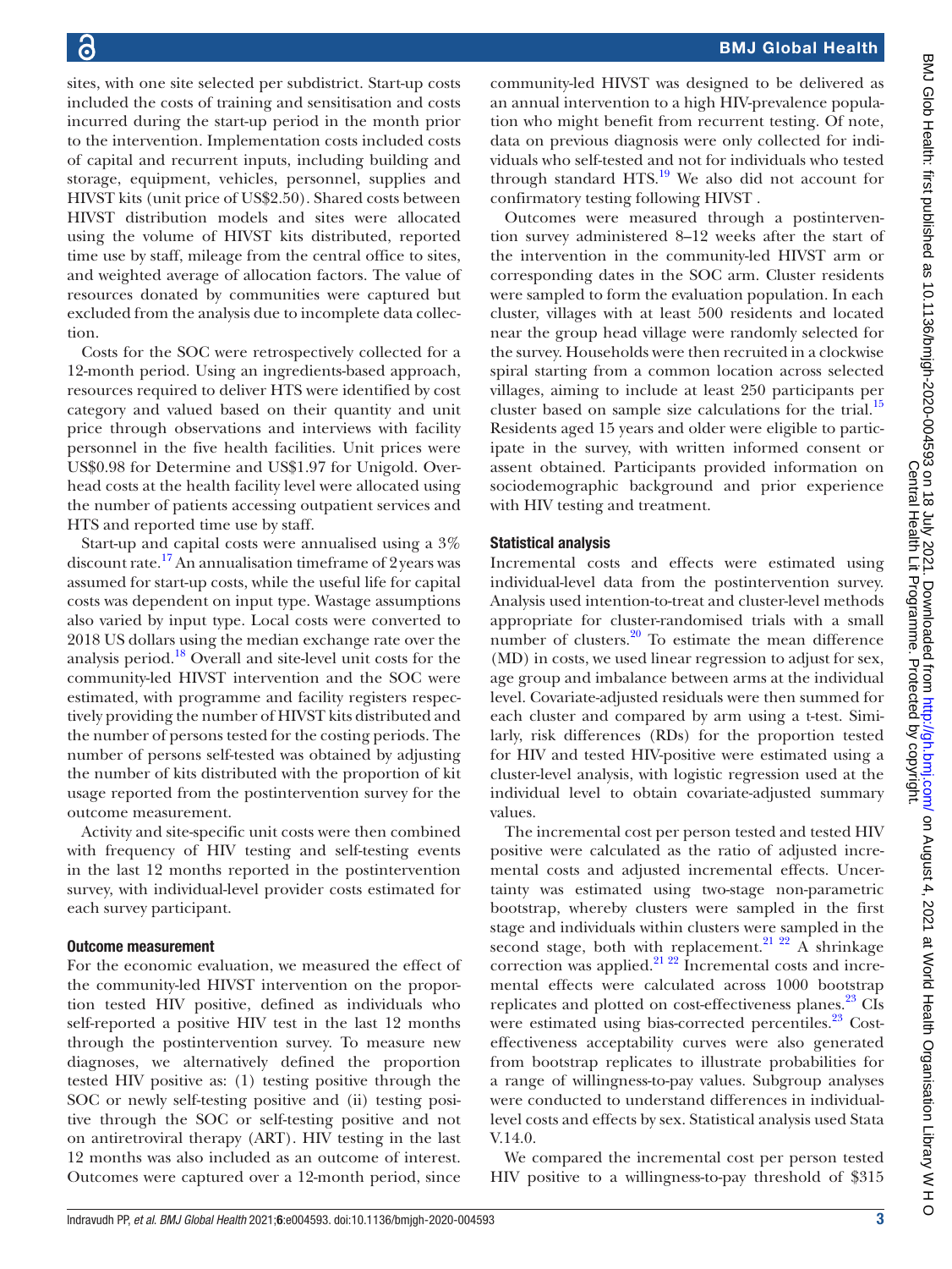sites, with one site selected per subdistrict. Start-up costs included the costs of training and sensitisation and costs incurred during the start-up period in the month prior to the intervention. Implementation costs included costs of capital and recurrent inputs, including building and storage, equipment, vehicles, personnel, supplies and HIVST kits (unit price of US$2.50). Shared costs between HIVST distribution models and sites were allocated using the volume of HIVST kits distributed, reported time use by staff, mileage from the central office to sites, and weighted average of allocation factors. The value of resources donated by communities were captured but excluded from the analysis due to incomplete data collection.

Costs for the SOC were retrospectively collected for a 12-month period. Using an ingredients-based approach, resources required to deliver HTS were identified by cost category and valued based on their quantity and unit price through observations and interviews with facility personnel in the five health facilities. Unit prices were US$0.98 for Determine and US$1.97 for Unigold. Overhead costs at the health facility level were allocated using the number of patients accessing outpatient services and HTS and reported time use by staff.

Start-up and capital costs were annualised using a 3% discount rate.[17] An annualisation timeframe of 2 years was assumed for start-up costs, while the useful life for capital costs was dependent on input type. Wastage assumptions also varied by input type. Local costs were converted to 2018 US dollars using the median exchange rate over the analysis period.[18] Overall and site-level unit costs for the community-led HIVST intervention and the SOC were estimated, with programme and facility registers respectively providing the number of HIVST kits distributed and the number of persons tested for the costing periods. The number of persons self-tested was obtained by adjusting the number of kits distributed with the proportion of kit usage reported from the postintervention survey for the outcome measurement.

Activity and site-specific unit costs were then combined with frequency of HIV testing and self-testing events in the last 12 months reported in the postintervention survey, with individual-level provider costs estimated for each survey participant.

### Outcome measurement

For the economic evaluation, we measured the effect of the community-led HIVST intervention on the proportion tested HIV positive, defined as individuals who self-reported a positive HIV test in the last 12 months through the postintervention survey. To measure new diagnoses, we alternatively defined the proportion tested HIV positive as: (1) testing positive through the SOC or newly self-testing positive and (ii) testing positive through the SOC or self-testing positive and not on antiretroviral therapy (ART). HIV testing in the last 12 months was also included as an outcome of interest. Outcomes were captured over a 12-month period, since community-led HIVST was designed to be delivered as an annual intervention to a high HIV-prevalence population who might benefit from recurrent testing. Of note, data on previous diagnosis were only collected for individuals who self-tested and not for individuals who tested through standard HTS.[19] We also did not account for confirmatory testing following HIVST .

Outcomes were measured through a postintervention survey administered 8–12 weeks after the start of the intervention in the community-led HIVST arm or corresponding dates in the SOC arm. Cluster residents were sampled to form the evaluation population. In each cluster, villages with at least 500 residents and located near the group head village were randomly selected for the survey. Households were then recruited in a clockwise spiral starting from a common location across selected villages, aiming to include at least 250 participants per cluster based on sample size calculations for the trial.[15] Residents aged 15 years and older were eligible to participate in the survey, with written informed consent or assent obtained. Participants provided information on sociodemographic background and prior experience with HIV testing and treatment.

### Statistical analysis

Incremental costs and effects were estimated using individual-level data from the postintervention survey. Analysis used intention-to-treat and cluster-level methods appropriate for cluster-randomised trials with a small number of clusters.[20] To estimate the mean difference (MD) in costs, we used linear regression to adjust for sex, age group and imbalance between arms at the individual level. Covariate-adjusted residuals were then summed for each cluster and compared by arm using a t-test. Similarly, risk differences (RDs) for the proportion tested for HIV and tested HIV-positive were estimated using a cluster-level analysis, with logistic regression used at the individual level to obtain covariate-adjusted summary values.

The incremental cost per person tested and tested HIV positive were calculated as the ratio of adjusted incremental costs and adjusted incremental effects. Uncertainty was estimated using two-stage non-parametric bootstrap, whereby clusters were sampled in the first stage and individuals within clusters were sampled in the second stage, both with replacement.[21 22] A shrinkage correction was applied.[21 22] Incremental costs and incremental effects were calculated across 1000 bootstrap replicates and plotted on cost-effectiveness planes.[23] CIs were estimated using bias-corrected percentiles.[23] Cost-effectiveness acceptability curves were also generated from bootstrap replicates to illustrate probabilities for a range of willingness-to-pay values. Subgroup analyses were conducted to understand differences in individual-level costs and effects by sex. Statistical analysis used Stata V.14.0.

We compared the incremental cost per person tested HIV positive to a willingness-to-pay threshold of $315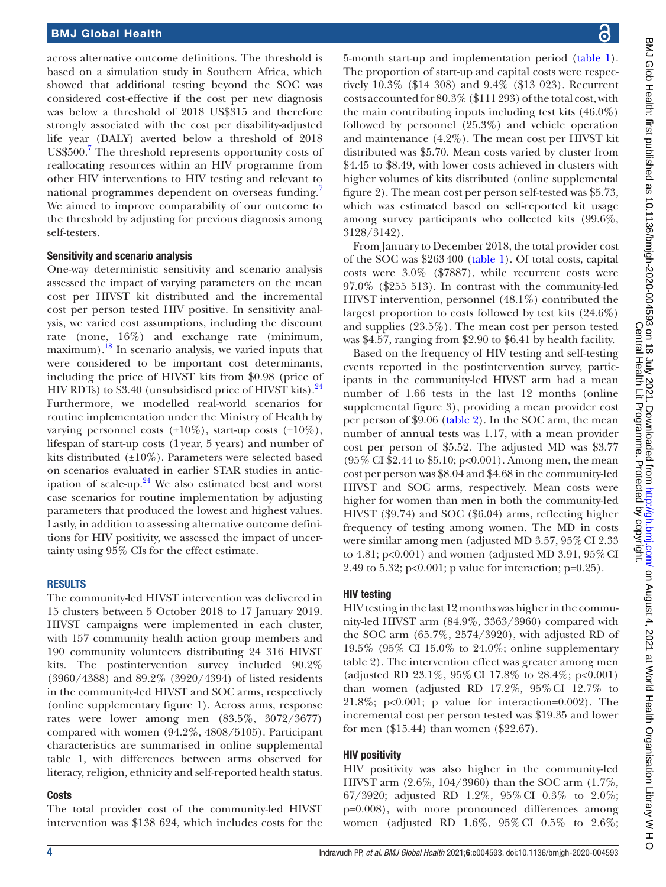across alternative outcome definitions. The threshold is based on a simulation study in Southern Africa, which showed that additional testing beyond the SOC was considered cost-effective if the cost per new diagnosis was below a threshold of 2018 US$315 and therefore strongly associated with the cost per disability-adjusted life year (DALY) averted below a threshold of 2018 US$500.[7] The threshold represents opportunity costs of reallocating resources within an HIV programme from other HIV interventions to HIV testing and relevant to national programmes dependent on overseas funding.[7] We aimed to improve comparability of our outcome to the threshold by adjusting for previous diagnosis among self-testers.

### Sensitivity and scenario analysis

One-way deterministic sensitivity and scenario analysis assessed the impact of varying parameters on the mean cost per HIVST kit distributed and the incremental cost per person tested HIV positive. In sensitivity analysis, we varied cost assumptions, including the discount rate (none, 16%) and exchange rate (minimum, maximum).[18] In scenario analysis, we varied inputs that were considered to be important cost determinants, including the price of HIVST kits from $0.98 (price of HIV RDTs) to $3.40 (unsubsidised price of HIVST kits).[24] Furthermore, we modelled real-world scenarios for routine implementation under the Ministry of Health by varying personnel costs (±10%), start-up costs (±10%), lifespan of start-up costs (1 year, 5 years) and number of kits distributed (±10%). Parameters were selected based on scenarios evaluated in earlier STAR studies in anticipation of scale-up.[24] We also estimated best and worst case scenarios for routine implementation by adjusting parameters that produced the lowest and highest values. Lastly, in addition to assessing alternative outcome definitions for HIV positivity, we assessed the impact of uncertainty using 95% CIs for the effect estimate.

## RESULTS

The community-led HIVST intervention was delivered in 15 clusters between 5 October 2018 to 17 January 2019. HIVST campaigns were implemented in each cluster, with 157 community health action group members and 190 community volunteers distributing 24 316 HIVST kits. The postintervention survey included 90.2% (3960/4388) and 89.2% (3920/4394) of listed residents in the community-led HIVST and SOC arms, respectively (online supplementary figure 1). Across arms, response rates were lower among men (83.5%, 3072/3677) compared with women (94.2%, 4808/5105). Participant characteristics are summarised in online supplemental table 1, with differences between arms observed for literacy, religion, ethnicity and self-reported health status.

### Costs

The total provider cost of the community-led HIVST intervention was $138 624, which includes costs for the 5-month start-up and implementation period (table 1). The proportion of start-up and capital costs were respectively 10.3% ($14 308) and 9.4% ($13 023). Recurrent costs accounted for 80.3% ($111 293) of the total cost, with the main contributing inputs including test kits (46.0%) followed by personnel (25.3%) and vehicle operation and maintenance (4.2%). The mean cost per HIVST kit distributed was $5.70. Mean costs varied by cluster from $4.45 to $8.49, with lower costs achieved in clusters with higher volumes of kits distributed (online supplemental figure 2). The mean cost per person self-tested was $5.73, which was estimated based on self-reported kit usage among survey participants who collected kits (99.6%, 3128/3142).

From January to December 2018, the total provider cost of the SOC was $263 400 (table 1). Of total costs, capital costs were 3.0% ($7887), while recurrent costs were 97.0% ($255 513). In contrast with the community-led HIVST intervention, personnel (48.1%) contributed the largest proportion to costs followed by test kits (24.6%) and supplies (23.5%). The mean cost per person tested was $4.57, ranging from $2.90 to $6.41 by health facility.

Based on the frequency of HIV testing and self-testing events reported in the postintervention survey, participants in the community-led HIVST arm had a mean number of 1.66 tests in the last 12 months (online supplemental figure 3), providing a mean provider cost per person of $9.06 (table 2). In the SOC arm, the mean number of annual tests was 1.17, with a mean provider cost per person of $5.52. The adjusted MD was $3.77 (95% CI $2.44 to $5.10; p<0.001). Among men, the mean cost per person was $8.04 and $4.68 in the community-led HIVST and SOC arms, respectively. Mean costs were higher for women than men in both the community-led HIVST ($9.74) and SOC ($6.04) arms, reflecting higher frequency of testing among women. The MD in costs were similar among men (adjusted MD 3.57, 95% CI 2.33 to 4.81; p<0.001) and women (adjusted MD 3.91, 95% CI 2.49 to 5.32; p<0.001; p value for interaction; p=0.25).

### HIV testing

HIV testing in the last 12 months was higher in the community-led HIVST arm (84.9%, 3363/3960) compared with the SOC arm (65.7%, 2574/3920), with adjusted RD of 19.5% (95% CI 15.0% to 24.0%; online supplementary table 2). The intervention effect was greater among men (adjusted RD 23.1%, 95% CI 17.8% to 28.4%; p<0.001) than women (adjusted RD 17.2%, 95% CI 12.7% to 21.8%; p<0.001; p value for interaction=0.002). The incremental cost per person tested was $19.35 and lower for men ($15.44) than women ($22.67).

### HIV positivity

HIV positivity was also higher in the community-led HIVST arm (2.6%, 104/3960) than the SOC arm (1.7%, 67/3920; adjusted RD 1.2%, 95% CI 0.3% to 2.0%; p=0.008), with more pronounced differences among women (adjusted RD 1.6%, 95% CI 0.5% to 2.6%;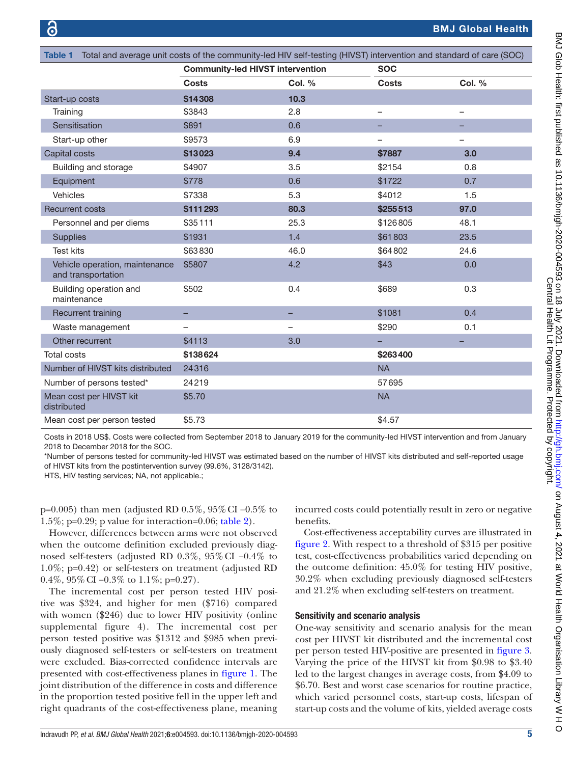**Table 1** Total and average unit costs of the community-led HIV self-testing (HIVST) intervention and standard of care (SOC)

| | Community-led HIVST intervention | | SOC | |
|---|---|---|---|---|
| | Costs | Col. % | Costs | Col. % |
| **Start-up costs** | **$14308** | **10.3** | | |
| Training | $3843 | 2.8 | – | – |
| Sensitisation | $891 | 0.6 | – | – |
| Start-up other | $9573 | 6.9 | – | – |
| **Capital costs** | **$13023** | **9.4** | **$7887** | **3.0** |
| Building and storage | $4907 | 3.5 | $2154 | 0.8 |
| Equipment | $778 | 0.6 | $1722 | 0.7 |
| Vehicles | $7338 | 5.3 | $4012 | 1.5 |
| **Recurrent costs** | **$111293** | **80.3** | **$255513** | **97.0** |
| Personnel and per diems | $35111 | 25.3 | $126805 | 48.1 |
| Supplies | $1931 | 1.4 | $61803 | 23.5 |
| Test kits | $63830 | 46.0 | $64802 | 24.6 |
| Vehicle operation, maintenance and transportation | $5807 | 4.2 | $43 | 0.0 |
| Building operation and maintenance | $502 | 0.4 | $689 | 0.3 |
| Recurrent training | – | – | $1081 | 0.4 |
| Waste management | – | – | $290 | 0.1 |
| Other recurrent | $4113 | 3.0 | – | – |
| Total costs | **$138624** | | **$263400** | |
| Number of HIVST kits distributed | 24316 | | NA | |
| Number of persons tested* | 24219 | | 57695 | |
| Mean cost per HIVST kit distributed | $5.70 | | NA | |
| Mean cost per person tested | $5.73 | | $4.57 | |

Costs in 2018 US\$. Costs were collected from September 2018 to January 2019 for the community-led HIVST intervention and from January 2018 to December 2018 for the SOC.

*Number of persons tested for community-led HIVST was estimated based on the number of HIVST kits distributed and self-reported usage of HIVST kits from the postintervention survey (99.6%, 3128/3142).

HTS, HIV testing services; NA, not applicable.;

p=0.005) than men (adjusted RD 0.5%, 95% CI −0.5% to 1.5%; p=0.29; p value for interaction=0.06; table 2).

However, differences between arms were not observed when the outcome definition excluded previously diagnosed self-testers (adjusted RD 0.3%, 95% CI −0.4% to 1.0%; p=0.42) or self-testers on treatment (adjusted RD 0.4%, 95% CI −0.3% to 1.1%; p=0.27).

The incremental cost per person tested HIV positive was $324, and higher for men ($716) compared with women ($246) due to lower HIV positivity (online supplemental figure 4). The incremental cost per person tested positive was $1312 and $985 when previously diagnosed self-testers or self-testers on treatment were excluded. Bias-corrected confidence intervals are presented with cost-effectiveness planes in figure 1. The joint distribution of the difference in costs and difference in the proportion tested positive fell in the upper left and right quadrants of the cost-effectiveness plane, meaning incurred costs could potentially result in zero or negative benefits.

Cost-effectiveness acceptability curves are illustrated in figure 2. With respect to a threshold of $315 per positive test, cost-effectiveness probabilities varied depending on the outcome definition: 45.0% for testing HIV positive, 30.2% when excluding previously diagnosed self-testers and 21.2% when excluding self-testers on treatment.

### Sensitivity and scenario analysis

One-way sensitivity and scenario analysis for the mean cost per HIVST kit distributed and the incremental cost per person tested HIV-positive are presented in figure 3. Varying the price of the HIVST kit from $0.98 to $3.40 led to the largest changes in average costs, from $4.09 to $6.70. Best and worst case scenarios for routine practice, which varied personnel costs, start-up costs, lifespan of start-up costs and the volume of kits, yielded average costs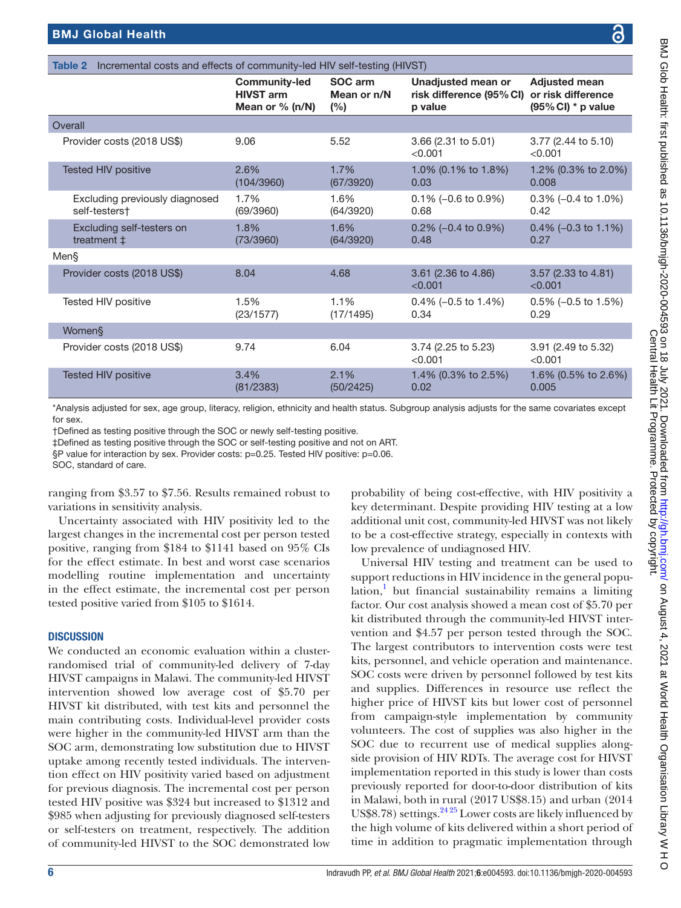Table 2 Incremental costs and effects of community-led HIV self-testing (HIVST)

| | Community-led HIVST arm Mean or % (n/N) | SOC arm Mean or n/N (%) | Unadjusted mean or risk difference (95% CI) p value | Adjusted mean or risk difference (95% CI) * p value |
|---|---|---|---|---|
| **Overall** | | | | |
| Provider costs (2018 US$) | 9.06 | 5.52 | 3.66 (2.31 to 5.01) <0.001 | 3.77 (2.44 to 5.10) <0.001 |
| Tested HIV positive | 2.6% (104/3960) | 1.7% (67/3920) | 1.0% (0.1% to 1.8%) 0.03 | 1.2% (0.3% to 2.0%) 0.008 |
| Excluding previously diagnosed self-testers† | 1.7% (69/3960) | 1.6% (64/3920) | 0.1% (–0.6 to 0.9%) 0.68 | 0.3% (–0.4 to 1.0%) 0.42 |
| Excluding self-testers on treatment ‡ | 1.8% (73/3960) | 1.6% (64/3920) | 0.2% (–0.4 to 0.9%) 0.48 | 0.4% (–0.3 to 1.1%) 0.27 |
| **Men§** | | | | |
| Provider costs (2018 US$) | 8.04 | 4.68 | 3.61 (2.36 to 4.86) <0.001 | 3.57 (2.33 to 4.81) <0.001 |
| Tested HIV positive | 1.5% (23/1577) | 1.1% (17/1495) | 0.4% (–0.5 to 1.4%) 0.34 | 0.5% (–0.5 to 1.5%) 0.29 |
| **Women§** | | | | |
| Provider costs (2018 US$) | 9.74 | 6.04 | 3.74 (2.25 to 5.23) <0.001 | 3.91 (2.49 to 5.32) <0.001 |
| Tested HIV positive | 3.4% (81/2383) | 2.1% (50/2425) | 1.4% (0.3% to 2.5%) 0.02 | 1.6% (0.5% to 2.6%) 0.005 |

*Analysis adjusted for sex, age group, literacy, religion, ethnicity and health status. Subgroup analysis adjusts for the same covariates except for sex.

†Defined as testing positive through the SOC or newly self-testing positive.

‡Defined as testing positive through the SOC or self-testing positive and not on ART.

§P value for interaction by sex. Provider costs: p=0.25. Tested HIV positive: p=0.06.

SOC, standard of care.

ranging from $3.57 to $7.56. Results remained robust to variations in sensitivity analysis.

Uncertainty associated with HIV positivity led to the largest changes in the incremental cost per person tested positive, ranging from $184 to $1141 based on 95% CIs for the effect estimate. In best and worst case scenarios modelling routine implementation and uncertainty in the effect estimate, the incremental cost per person tested positive varied from $105 to $1614.

## DISCUSSION

We conducted an economic evaluation within a cluster-randomised trial of community-led delivery of 7-day HIVST campaigns in Malawi. The community-led HIVST intervention showed low average cost of $5.70 per HIVST kit distributed, with test kits and personnel the main contributing costs. Individual-level provider costs were higher in the community-led HIVST arm than the SOC arm, demonstrating low substitution due to HIVST uptake among recently tested individuals. The intervention effect on HIV positivity varied based on adjustment for previous diagnosis. The incremental cost per person tested HIV positive was $324 but increased to $1312 and $985 when adjusting for previously diagnosed self-testers or self-testers on treatment, respectively. The addition of community-led HIVST to the SOC demonstrated low probability of being cost-effective, with HIV positivity a key determinant. Despite providing HIV testing at a low additional unit cost, community-led HIVST was not likely to be a cost-effective strategy, especially in contexts with low prevalence of undiagnosed HIV.

Universal HIV testing and treatment can be used to support reductions in HIV incidence in the general population,[1] but financial sustainability remains a limiting factor. Our cost analysis showed a mean cost of $5.70 per kit distributed through the community-led HIVST intervention and $4.57 per person tested through the SOC. The largest contributors to intervention costs were test kits, personnel, and vehicle operation and maintenance. SOC costs were driven by personnel followed by test kits and supplies. Differences in resource use reflect the higher price of HIVST kits but lower cost of personnel from campaign-style implementation by community volunteers. The cost of supplies was also higher in the SOC due to recurrent use of medical supplies alongside provision of HIV RDTs. The average cost for HIVST implementation reported in this study is lower than costs previously reported for door-to-door distribution of kits in Malawi, both in rural (2017 US$8.15) and urban (2014 US$8.78) settings.[24,25] Lower costs are likely influenced by the high volume of kits delivered within a short period of time in addition to pragmatic implementation through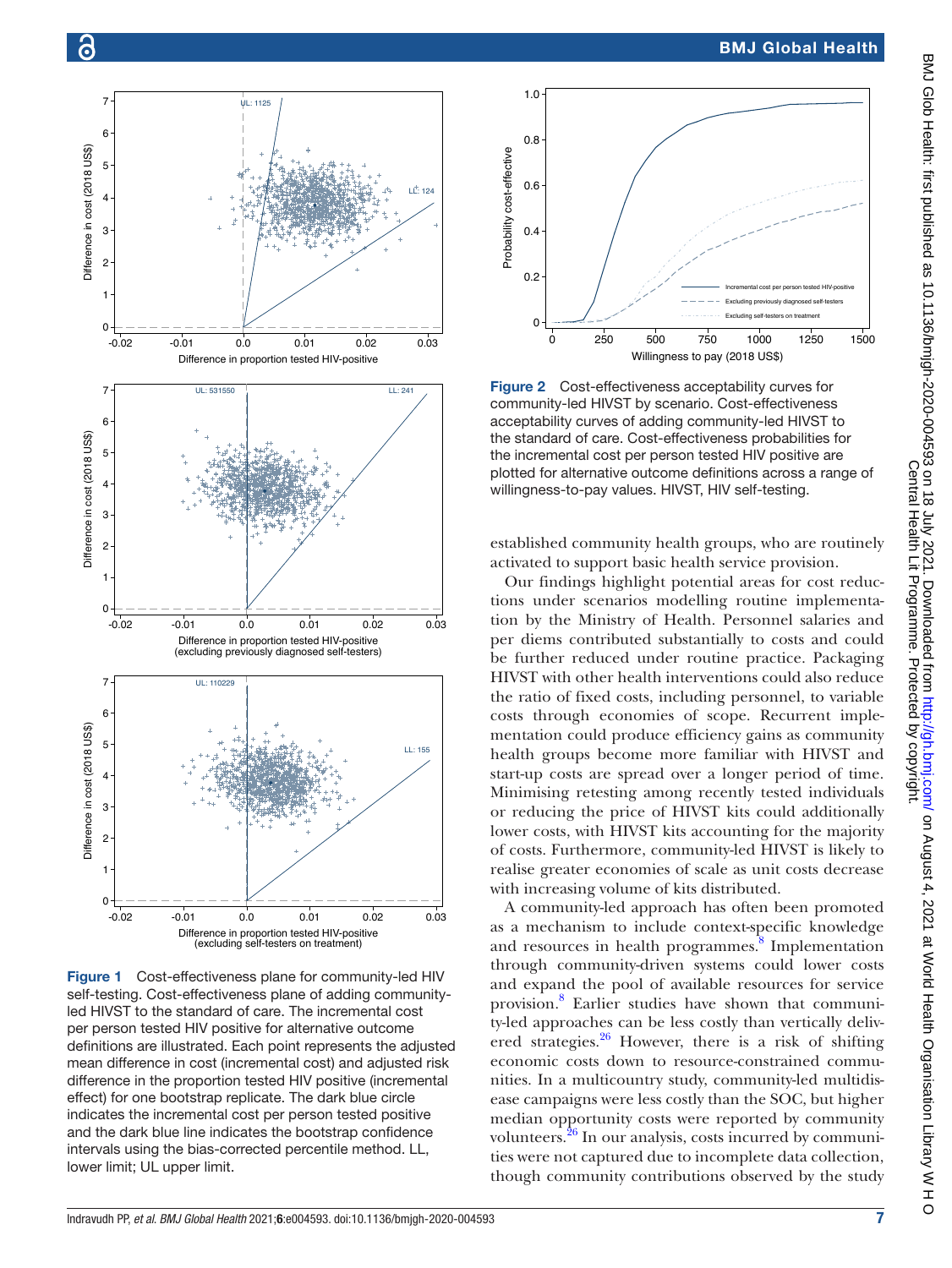Figure 1 Cost-effectiveness plane for community-led HIV self-testing. Cost-effectiveness plane of adding community-led HIVST to the standard of care. The incremental cost per person tested HIV positive for alternative outcome definitions are illustrated. Each point represents the adjusted mean difference in cost (incremental cost) and adjusted risk difference in the proportion tested HIV positive (incremental effect) for one bootstrap replicate. The dark blue circle indicates the incremental cost per person tested positive and the dark blue line indicates the bootstrap confidence intervals using the bias-corrected percentile method. LL, lower limit; UL upper limit.

Figure 2 Cost-effectiveness acceptability curves for community-led HIVST by scenario. Cost-effectiveness acceptability curves of adding community-led HIVST to the standard of care. Cost-effectiveness probabilities for the incremental cost per person tested HIV positive are plotted for alternative outcome definitions across a range of willingness-to-pay values. HIVST, HIV self-testing.

established community health groups, who are routinely activated to support basic health service provision.

Our findings highlight potential areas for cost reductions under scenarios modelling routine implementation by the Ministry of Health. Personnel salaries and per diems contributed substantially to costs and could be further reduced under routine practice. Packaging HIVST with other health interventions could also reduce the ratio of fixed costs, including personnel, to variable costs through economies of scope. Recurrent implementation could produce efficiency gains as community health groups become more familiar with HIVST and start-up costs are spread over a longer period of time. Minimising retesting among recently tested individuals or reducing the price of HIVST kits could additionally lower costs, with HIVST kits accounting for the majority of costs. Furthermore, community-led HIVST is likely to realise greater economies of scale as unit costs decrease with increasing volume of kits distributed.

A community-led approach has often been promoted as a mechanism to include context-specific knowledge and resources in health programmes.[8] Implementation through community-driven systems could lower costs and expand the pool of available resources for service provision.[8] Earlier studies have shown that community-led approaches can be less costly than vertically delivered strategies.[26] However, there is a risk of shifting economic costs down to resource-constrained communities. In a multicountry study, community-led multidisease campaigns were less costly than the SOC, but higher median opportunity costs were reported by community volunteers.[26] In our analysis, costs incurred by communities were not captured due to incomplete data collection, though community contributions observed by the study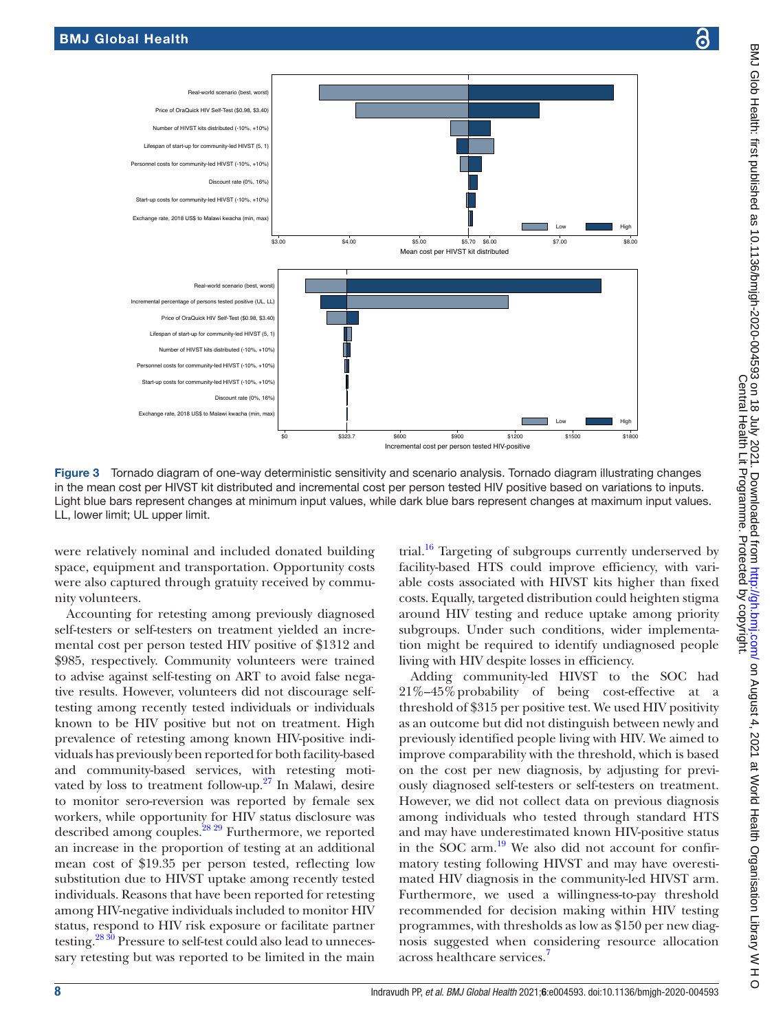Figure 3 Tornado diagram of one-way deterministic sensitivity and scenario analysis. Tornado diagram illustrating changes in the mean cost per HIVST kit distributed and incremental cost per person tested HIV positive based on variations to inputs. Light blue bars represent changes at minimum input values, while dark blue bars represent changes at maximum input values. LL, lower limit; UL upper limit.

were relatively nominal and included donated building space, equipment and transportation. Opportunity costs were also captured through gratuity received by community volunteers.

Accounting for retesting among previously diagnosed self-testers or self-testers on treatment yielded an incremental cost per person tested HIV positive of \$1312 and \$985, respectively. Community volunteers were trained to advise against self-testing on ART to avoid false negative results. However, volunteers did not discourage self-testing among recently tested individuals or individuals known to be HIV positive but not on treatment. High prevalence of retesting among known HIV-positive individuals has previously been reported for both facility-based and community-based services, with retesting motivated by loss to treatment follow-up.[27] In Malawi, desire to monitor sero-reversion was reported by female sex workers, while opportunity for HIV status disclosure was described among couples.[28 29] Furthermore, we reported an increase in the proportion of testing at an additional mean cost of \$19.35 per person tested, reflecting low substitution due to HIVST uptake among recently tested individuals. Reasons that have been reported for retesting among HIV-negative individuals included to monitor HIV status, respond to HIV risk exposure or facilitate partner testing.[28 30] Pressure to self-test could also lead to unnecessary retesting but was reported to be limited in the main trial.[16] Targeting of subgroups currently underserved by facility-based HTS could improve efficiency, with variable costs associated with HIVST kits higher than fixed costs. Equally, targeted distribution could heighten stigma around HIV testing and reduce uptake among priority subgroups. Under such conditions, wider implementation might be required to identify undiagnosed people living with HIV despite losses in efficiency.

Adding community-led HIVST to the SOC had 21%–45% probability of being cost-effective at a threshold of \$315 per positive test. We used HIV positivity as an outcome but did not distinguish between newly and previously identified people living with HIV. We aimed to improve comparability with the threshold, which is based on the cost per new diagnosis, by adjusting for previously diagnosed self-testers or self-testers on treatment. However, we did not collect data on previous diagnosis among individuals who tested through standard HTS and may have underestimated known HIV-positive status in the SOC arm.[19] We also did not account for confirmatory testing following HIVST and may have overestimated HIV diagnosis in the community-led HIVST arm. Furthermore, we used a willingness-to-pay threshold recommended for decision making within HIV testing programmes, with thresholds as low as \$150 per new diagnosis suggested when considering resource allocation across healthcare services.[7]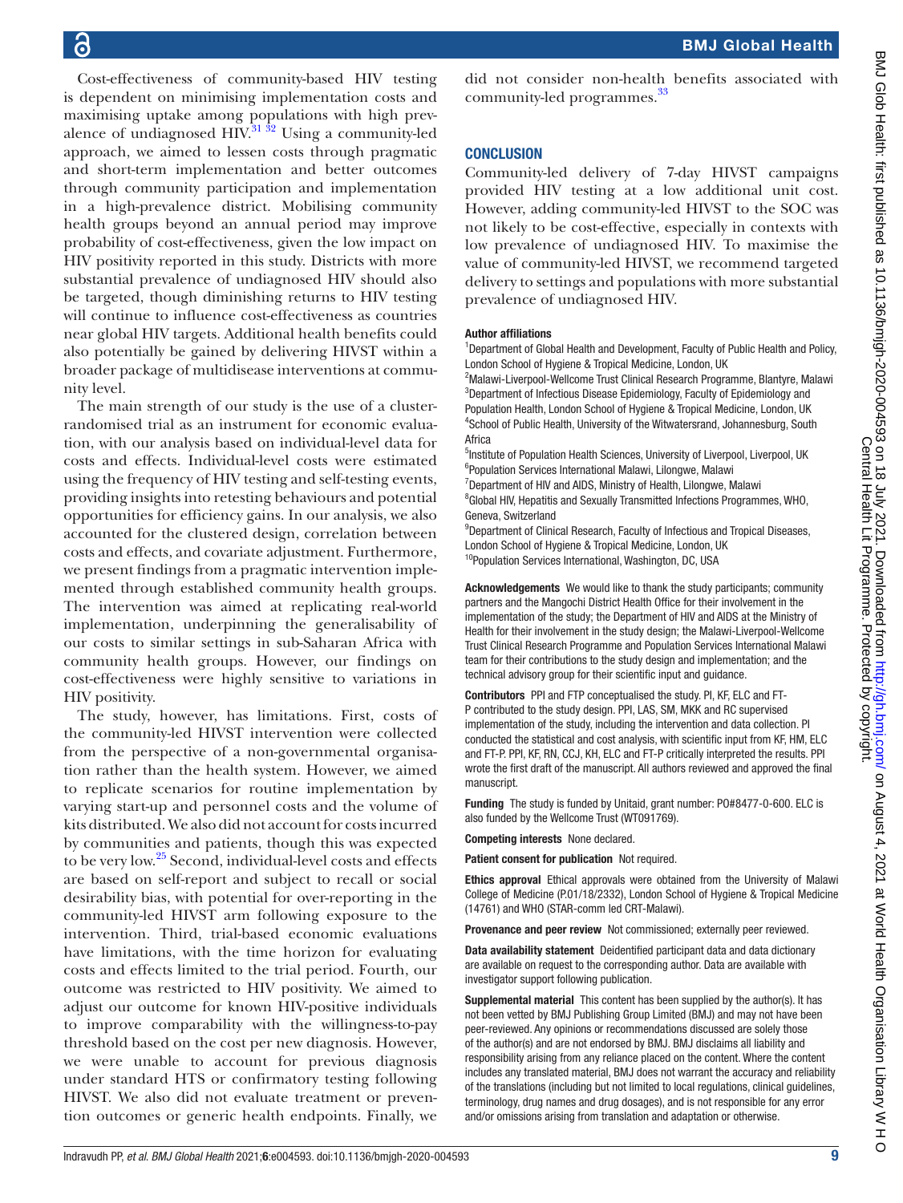Cost-effectiveness of community-based HIV testing is dependent on minimising implementation costs and maximising uptake among populations with high prevalence of undiagnosed HIV.[31 32] Using a community-led approach, we aimed to lessen costs through pragmatic and short-term implementation and better outcomes through community participation and implementation in a high-prevalence district. Mobilising community health groups beyond an annual period may improve probability of cost-effectiveness, given the low impact on HIV positivity reported in this study. Districts with more substantial prevalence of undiagnosed HIV should also be targeted, though diminishing returns to HIV testing will continue to influence cost-effectiveness as countries near global HIV targets. Additional health benefits could also potentially be gained by delivering HIVST within a broader package of multidisease interventions at community level.

The main strength of our study is the use of a cluster-randomised trial as an instrument for economic evaluation, with our analysis based on individual-level data for costs and effects. Individual-level costs were estimated using the frequency of HIV testing and self-testing events, providing insights into retesting behaviours and potential opportunities for efficiency gains. In our analysis, we also accounted for the clustered design, correlation between costs and effects, and covariate adjustment. Furthermore, we present findings from a pragmatic intervention implemented through established community health groups. The intervention was aimed at replicating real-world implementation, underpinning the generalisability of our costs to similar settings in sub-Saharan Africa with community health groups. However, our findings on cost-effectiveness were highly sensitive to variations in HIV positivity.

The study, however, has limitations. First, costs of the community-led HIVST intervention were collected from the perspective of a non-governmental organisation rather than the health system. However, we aimed to replicate scenarios for routine implementation by varying start-up and personnel costs and the volume of kits distributed. We also did not account for costs incurred by communities and patients, though this was expected to be very low.[25] Second, individual-level costs and effects are based on self-report and subject to recall or social desirability bias, with potential for over-reporting in the community-led HIVST arm following exposure to the intervention. Third, trial-based economic evaluations have limitations, with the time horizon for evaluating costs and effects limited to the trial period. Fourth, our outcome was restricted to HIV positivity. We aimed to adjust our outcome for known HIV-positive individuals to improve comparability with the willingness-to-pay threshold based on the cost per new diagnosis. However, we were unable to account for previous diagnosis under standard HTS or confirmatory testing following HIVST. We also did not evaluate treatment or prevention outcomes or generic health endpoints. Finally, we did not consider non-health benefits associated with community-led programmes.[33]

## CONCLUSION

Community-led delivery of 7-day HIVST campaigns provided HIV testing at a low additional unit cost. However, adding community-led HIVST to the SOC was not likely to be cost-effective, especially in contexts with low prevalence of undiagnosed HIV. To maximise the value of community-led HIVST, we recommend targeted delivery to settings and populations with more substantial prevalence of undiagnosed HIV.

#### Author affiliations

[1]Department of Global Health and Development, Faculty of Public Health and Policy, London School of Hygiene & Tropical Medicine, London, UK
[2]Malawi-Liverpool-Wellcome Trust Clinical Research Programme, Blantyre, Malawi
[3]Department of Infectious Disease Epidemiology, Faculty of Epidemiology and Population Health, London School of Hygiene & Tropical Medicine, London, UK
[4]School of Public Health, University of the Witwatersrand, Johannesburg, South Africa
[5]Institute of Population Health Sciences, University of Liverpool, Liverpool, UK
[6]Population Services International Malawi, Lilongwe, Malawi
[7]Department of HIV and AIDS, Ministry of Health, Lilongwe, Malawi
[8]Global HIV, Hepatitis and Sexually Transmitted Infections Programmes, WHO, Geneva, Switzerland
[9]Department of Clinical Research, Faculty of Infectious and Tropical Diseases, London School of Hygiene & Tropical Medicine, London, UK
[10]Population Services International, Washington, DC, USA

**Acknowledgements** We would like to thank the study participants; community partners and the Mangochi District Health Office for their involvement in the implementation of the study; the Department of HIV and AIDS at the Ministry of Health for their involvement in the study design; the Malawi-Liverpool-Wellcome Trust Clinical Research Programme and Population Services International Malawi team for their contributions to the study design and implementation; and the technical advisory group for their scientific input and guidance.

**Contributors** PPI and FTP conceptualised the study. PI, KF, ELC and FT-P contributed to the study design. PPI, LAS, SM, MKK and RC supervised implementation of the study, including the intervention and data collection. PI conducted the statistical and cost analysis, with scientific input from KF, HM, ELC and FT-P. PPI, KF, RN, CCJ, KH, ELC and FT-P critically interpreted the results. PPI wrote the first draft of the manuscript. All authors reviewed and approved the final manuscript.

**Funding** The study is funded by Unitaid, grant number: PO#8477-0-600. ELC is also funded by the Wellcome Trust (WT091769).

**Competing interests** None declared.

**Patient consent for publication** Not required.

**Ethics approval** Ethical approvals were obtained from the University of Malawi College of Medicine (P.01/18/2332), London School of Hygiene & Tropical Medicine (14761) and WHO (STAR-comm led CRT-Malawi).

**Provenance and peer review** Not commissioned; externally peer reviewed.

**Data availability statement** Deidentified participant data and data dictionary are available on request to the corresponding author. Data are available with investigator support following publication.

**Supplemental material** This content has been supplied by the author(s). It has not been vetted by BMJ Publishing Group Limited (BMJ) and may not have been peer-reviewed. Any opinions or recommendations discussed are solely those of the author(s) and are not endorsed by BMJ. BMJ disclaims all liability and responsibility arising from any reliance placed on the content. Where the content includes any translated material, BMJ does not warrant the accuracy and reliability of the translations (including but not limited to local regulations, clinical guidelines, terminology, drug names and drug dosages), and is not responsible for any error and/or omissions arising from translation and adaptation or otherwise.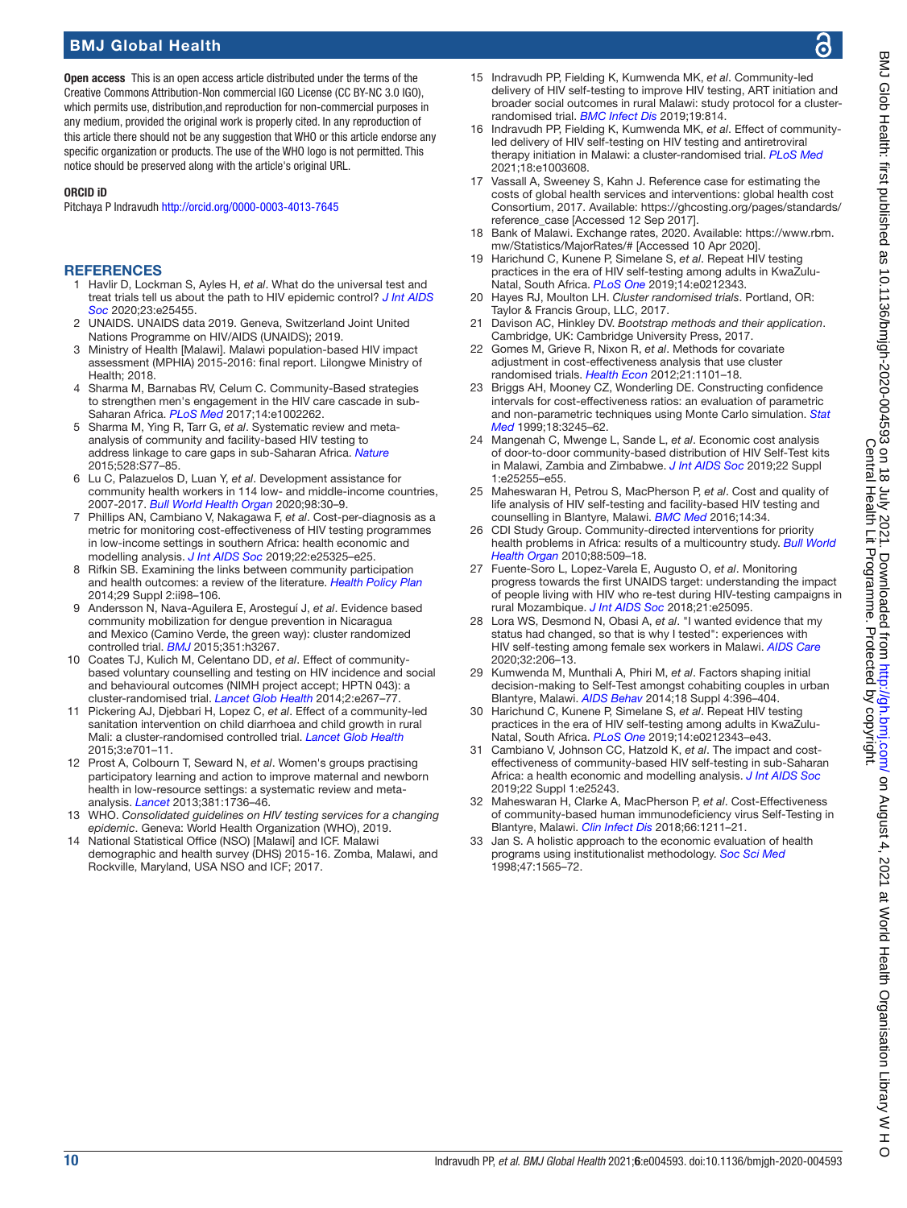**Open access** This is an open access article distributed under the terms of the Creative Commons Attribution-Non commercial IGO License (CC BY-NC 3.0 IGO), which permits use, distribution,and reproduction for non-commercial purposes in any medium, provided the original work is properly cited. In any reproduction of this article there should not be any suggestion that WHO or this article endorse any specific organization or products. The use of the WHO logo is not permitted. This notice should be preserved along with the article's original URL.

**ORCID iD**

Pitchaya P Indravudh http://orcid.org/0000-0003-4013-7645

## REFERENCES

1. Havlir D, Lockman S, Ayles H, *et al*. What do the universal test and treat trials tell us about the path to HIV epidemic control? *J Int AIDS Soc* 2020;23:e25455.
2. UNAIDS. UNAIDS data 2019. Geneva, Switzerland Joint United Nations Programme on HIV/AIDS (UNAIDS); 2019.
3. Ministry of Health [Malawi]. Malawi population-based HIV impact assessment (MPHIA) 2015-2016: final report. Lilongwe Ministry of Health; 2018.
4. Sharma M, Barnabas RV, Celum C. Community-Based strategies to strengthen men's engagement in the HIV care cascade in sub-Saharan Africa. *PLoS Med* 2017;14:e1002262.
5. Sharma M, Ying R, Tarr G, *et al*. Systematic review and meta-analysis of community and facility-based HIV testing to address linkage to care gaps in sub-Saharan Africa. *Nature* 2015;528:S77–85.
6. Lu C, Palazuelos D, Luan Y, *et al*. Development assistance for community health workers in 114 low- and middle-income countries, 2007-2017. *Bull World Health Organ* 2020;98:30–9.
7. Phillips AN, Cambiano V, Nakagawa F, *et al*. Cost-per-diagnosis as a metric for monitoring cost-effectiveness of HIV testing programmes in low-income settings in southern Africa: health economic and modelling analysis. *J Int AIDS Soc* 2019;22:e25325–e25.
8. Rifkin SB. Examining the links between community participation and health outcomes: a review of the literature. *Health Policy Plan* 2014;29 Suppl 2:ii98–106.
9. Andersson N, Nava-Aguilera E, Arosteguí J, *et al*. Evidence based community mobilization for dengue prevention in Nicaragua and Mexico (Camino Verde, the green way): cluster randomized controlled trial. *BMJ* 2015;351:h3267.
10. Coates TJ, Kulich M, Celentano DD, *et al*. Effect of community-based voluntary counselling and testing on HIV incidence and social and behavioural outcomes (NIMH project accept; HPTN 043): a cluster-randomised trial. *Lancet Glob Health* 2014;2:e267–77.
11. Pickering AJ, Djebbari H, Lopez C, *et al*. Effect of a community-led sanitation intervention on child diarrhoea and child growth in rural Mali: a cluster-randomised controlled trial. *Lancet Glob Health* 2015;3:e701–11.
12. Prost A, Colbourn T, Seward N, *et al*. Women's groups practising participatory learning and action to improve maternal and newborn health in low-resource settings: a systematic review and meta-analysis. *Lancet* 2013;381:1736–46.
13. WHO. *Consolidated guidelines on HIV testing services for a changing epidemic*. Geneva: World Health Organization (WHO), 2019.
14. National Statistical Office (NSO) [Malawi] and ICF. Malawi demographic and health survey (DHS) 2015-16. Zomba, Malawi, and Rockville, Maryland, USA NSO and ICF; 2017.
15. Indravudh PP, Fielding K, Kumwenda MK, *et al*. Community-led delivery of HIV self-testing to improve HIV testing, ART initiation and broader social outcomes in rural Malawi: study protocol for a cluster-randomised trial. *BMC Infect Dis* 2019;19:814.
16. Indravudh PP, Fielding K, Kumwenda MK, *et al*. Effect of community-led delivery of HIV self-testing on HIV testing and antiretroviral therapy initiation in Malawi: a cluster-randomised trial. *PLoS Med* 2021;18:e1003608.
17. Vassall A, Sweeney S, Kahn J. Reference case for estimating the costs of global health services and interventions: global health cost Consortium, 2017. Available: https://ghcosting.org/pages/standards/reference_case [Accessed 12 Sep 2017].
18. Bank of Malawi. Exchange rates, 2020. Available: https://www.rbm.mw/Statistics/MajorRates/# [Accessed 10 Apr 2020].
19. Harichund C, Kunene P, Simelane S, *et al*. Repeat HIV testing practices in the era of HIV self-testing among adults in KwaZulu-Natal, South Africa. *PLoS One* 2019;14:e0212343.
20. Hayes RJ, Moulton LH. *Cluster randomised trials*. Portland, OR: Taylor & Francis Group, LLC, 2017.
21. Davison AC, Hinkley DV. *Bootstrap methods and their application*. Cambridge, UK: Cambridge University Press, 2017.
22. Gomes M, Grieve R, Nixon R, *et al*. Methods for covariate adjustment in cost-effectiveness analysis that use cluster randomised trials. *Health Econ* 2012;21:1101–18.
23. Briggs AH, Mooney CZ, Wonderling DE. Constructing confidence intervals for cost-effectiveness ratios: an evaluation of parametric and non-parametric techniques using Monte Carlo simulation. *Stat Med* 1999;18:3245–62.
24. Mangenah C, Mwenge L, Sande L, *et al*. Economic cost analysis of door-to-door community-based distribution of HIV Self-Test kits in Malawi, Zambia and Zimbabwe. *J Int AIDS Soc* 2019;22 Suppl 1:e25255–e55.
25. Maheswaran H, Petrou S, MacPherson P, *et al*. Cost and quality of life analysis of HIV self-testing and facility-based HIV testing and counselling in Blantyre, Malawi. *BMC Med* 2016;14:34.
26. CDI Study Group. Community-directed interventions for priority health problems in Africa: results of a multicountry study. *Bull World Health Organ* 2010;88:509–18.
27. Fuente-Soro L, Lopez-Varela E, Augusto O, *et al*. Monitoring progress towards the first UNAIDS target: understanding the impact of people living with HIV who re-test during HIV-testing campaigns in rural Mozambique. *J Int AIDS Soc* 2018;21:e25095.
28. Lora WS, Desmond N, Obasi A, *et al*. "I wanted evidence that my status had changed, so that is why I tested": experiences with HIV self-testing among female sex workers in Malawi. *AIDS Care* 2020;32:206–13.
29. Kumwenda M, Munthali A, Phiri M, *et al*. Factors shaping initial decision-making to Self-Test amongst cohabiting couples in urban Blantyre, Malawi. *AIDS Behav* 2014;18 Suppl 4:396–404.
30. Harichund C, Kunene P, Simelane S, *et al*. Repeat HIV testing practices in the era of HIV self-testing among adults in KwaZulu-Natal, South Africa. *PLoS One* 2019;14:e0212343–e43.
31. Cambiano V, Johnson CC, Hatzold K, *et al*. The impact and cost-effectiveness of community-based HIV self-testing in sub-Saharan Africa: a health economic and modelling analysis. *J Int AIDS Soc* 2019;22 Suppl 1:e25243.
32. Maheswaran H, Clarke A, MacPherson P, *et al*. Cost-Effectiveness of community-based human immunodeficiency virus Self-Testing in Blantyre, Malawi. *Clin Infect Dis* 2018;66:1211–21.
33. Jan S. A holistic approach to the economic evaluation of health programs using institutionalist methodology. *Soc Sci Med* 1998;47:1565–72.